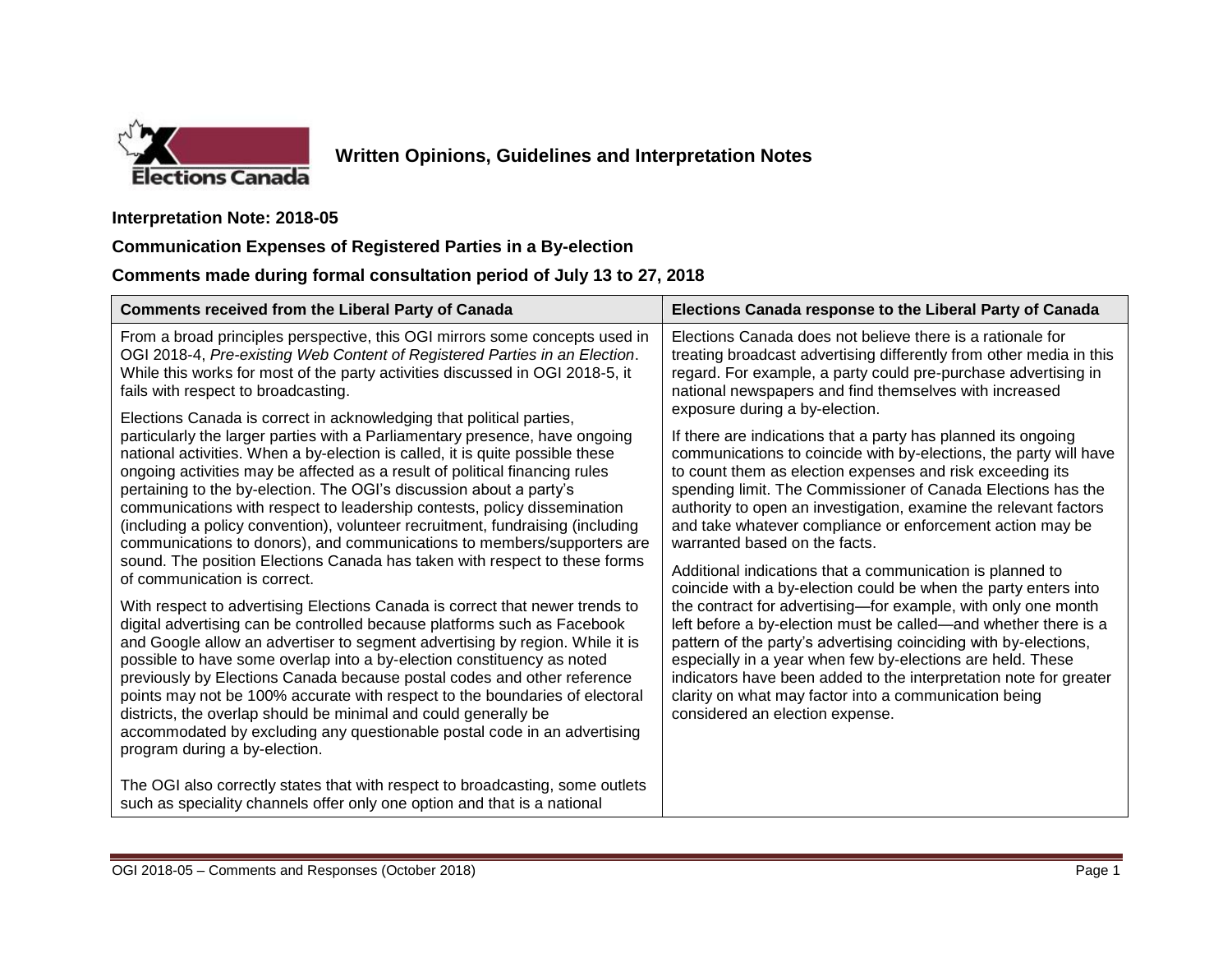**Written Opinions, Guidelines and Interpretation Notes**

## Interpretation Note: 2018-05

## Communication Expenses of Registered Parties in a By-election

## Comments made during formal consultation period of July 13 to 27, 2018

| Comments received from the Liberal Party of Canada | Elections Canada response to the Liberal Party of Canada |
| --- | --- |
| From a broad principles perspective, this OGI mirrors some concepts used in OGI 2018-4, *Pre-existing Web Content of Registered Parties in an Election*. While this works for most of the party activities discussed in OGI 2018-5, it fails with respect to broadcasting.<br><br>Elections Canada is correct in acknowledging that political parties, particularly the larger parties with a Parliamentary presence, have ongoing national activities. When a by-election is called, it is quite possible these ongoing activities may be affected as a result of political financing rules pertaining to the by-election. The OGI's discussion about a party's communications with respect to leadership contests, policy dissemination (including a policy convention), volunteer recruitment, fundraising (including communications to donors), and communications to members/supporters are sound. The position Elections Canada has taken with respect to these forms of communication is correct.<br><br>With respect to advertising Elections Canada is correct that newer trends to digital advertising can be controlled because platforms such as Facebook and Google allow an advertiser to segment advertising by region. While it is possible to have some overlap into a by-election constituency as noted previously by Elections Canada because postal codes and other reference points may not be 100% accurate with respect to the boundaries of electoral districts, the overlap should be minimal and could generally be accommodated by excluding any questionable postal code in an advertising program during a by-election.<br><br>The OGI also correctly states that with respect to broadcasting, some outlets such as speciality channels offer only one option and that is a national | Elections Canada does not believe there is a rationale for treating broadcast advertising differently from other media in this regard. For example, a party could pre-purchase advertising in national newspapers and find themselves with increased exposure during a by-election.<br><br>If there are indications that a party has planned its ongoing communications to coincide with by-elections, the party will have to count them as election expenses and risk exceeding its spending limit. The Commissioner of Canada Elections has the authority to open an investigation, examine the relevant factors and take whatever compliance or enforcement action may be warranted based on the facts.<br><br>Additional indications that a communication is planned to coincide with a by-election could be when the party enters into the contract for advertising—for example, with only one month left before a by-election must be called—and whether there is a pattern of the party's advertising coinciding with by-elections, especially in a year when few by-elections are held. These indicators have been added to the interpretation note for greater clarity on what may factor into a communication being considered an election expense. |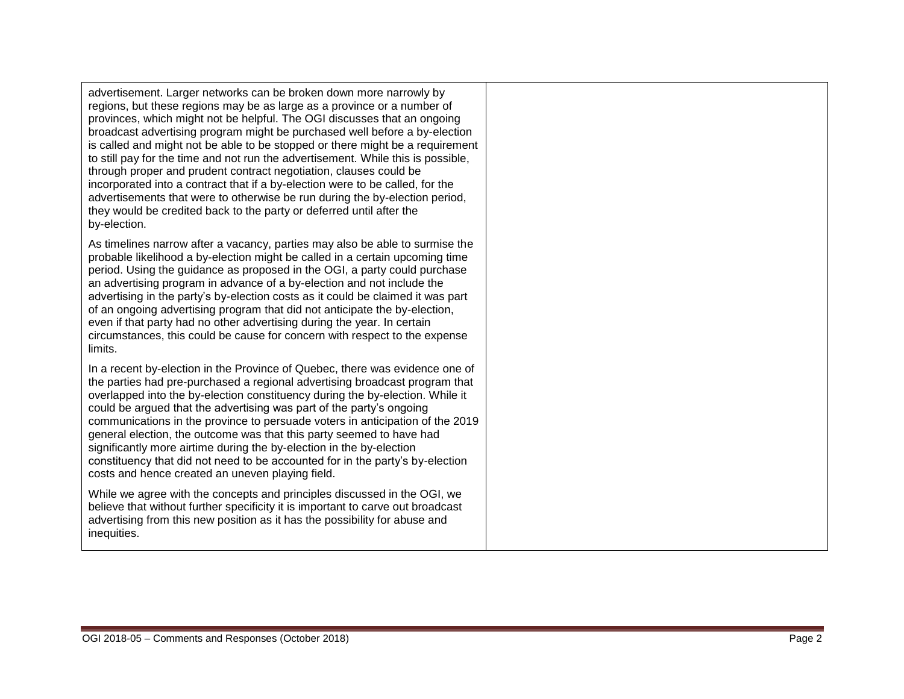| | |
|---|---|
| advertisement. Larger networks can be broken down more narrowly by regions, but these regions may be as large as a province or a number of provinces, which might not be helpful. The OGI discusses that an ongoing broadcast advertising program might be purchased well before a by-election is called and might not be able to be stopped or there might be a requirement to still pay for the time and not run the advertisement. While this is possible, through proper and prudent contract negotiation, clauses could be incorporated into a contract that if a by-election were to be called, for the advertisements that were to otherwise be run during the by-election period, they would be credited back to the party or deferred until after the by-election.<br><br>As timelines narrow after a vacancy, parties may also be able to surmise the probable likelihood a by-election might be called in a certain upcoming time period. Using the guidance as proposed in the OGI, a party could purchase an advertising program in advance of a by-election and not include the advertising in the party's by-election costs as it could be claimed it was part of an ongoing advertising program that did not anticipate the by-election, even if that party had no other advertising during the year. In certain circumstances, this could be cause for concern with respect to the expense limits.<br><br>In a recent by-election in the Province of Quebec, there was evidence one of the parties had pre-purchased a regional advertising broadcast program that overlapped into the by-election constituency during the by-election. While it could be argued that the advertising was part of the party's ongoing communications in the province to persuade voters in anticipation of the 2019 general election, the outcome was that this party seemed to have had significantly more airtime during the by-election in the by-election constituency that did not need to be accounted for in the party's by-election costs and hence created an uneven playing field.<br><br>While we agree with the concepts and principles discussed in the OGI, we believe that without further specificity it is important to carve out broadcast advertising from this new position as it has the possibility for abuse and inequities. | |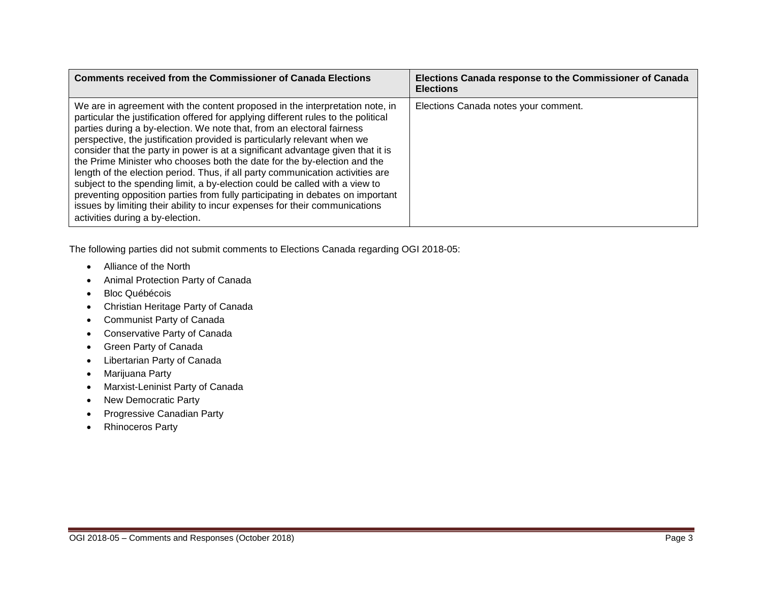| Comments received from the Commissioner of Canada Elections | Elections Canada response to the Commissioner of Canada Elections |
| --- | --- |
| We are in agreement with the content proposed in the interpretation note, in particular the justification offered for applying different rules to the political parties during a by-election. We note that, from an electoral fairness perspective, the justification provided is particularly relevant when we consider that the party in power is at a significant advantage given that it is the Prime Minister who chooses both the date for the by-election and the length of the election period. Thus, if all party communication activities are subject to the spending limit, a by-election could be called with a view to preventing opposition parties from fully participating in debates on important issues by limiting their ability to incur expenses for their communications activities during a by-election. | Elections Canada notes your comment. |

The following parties did not submit comments to Elections Canada regarding OGI 2018-05:

- Alliance of the North
- Animal Protection Party of Canada
- Bloc Québécois
- Christian Heritage Party of Canada
- Communist Party of Canada
- Conservative Party of Canada
- Green Party of Canada
- Libertarian Party of Canada
- Marijuana Party
- Marxist-Leninist Party of Canada
- New Democratic Party
- Progressive Canadian Party
- Rhinoceros Party